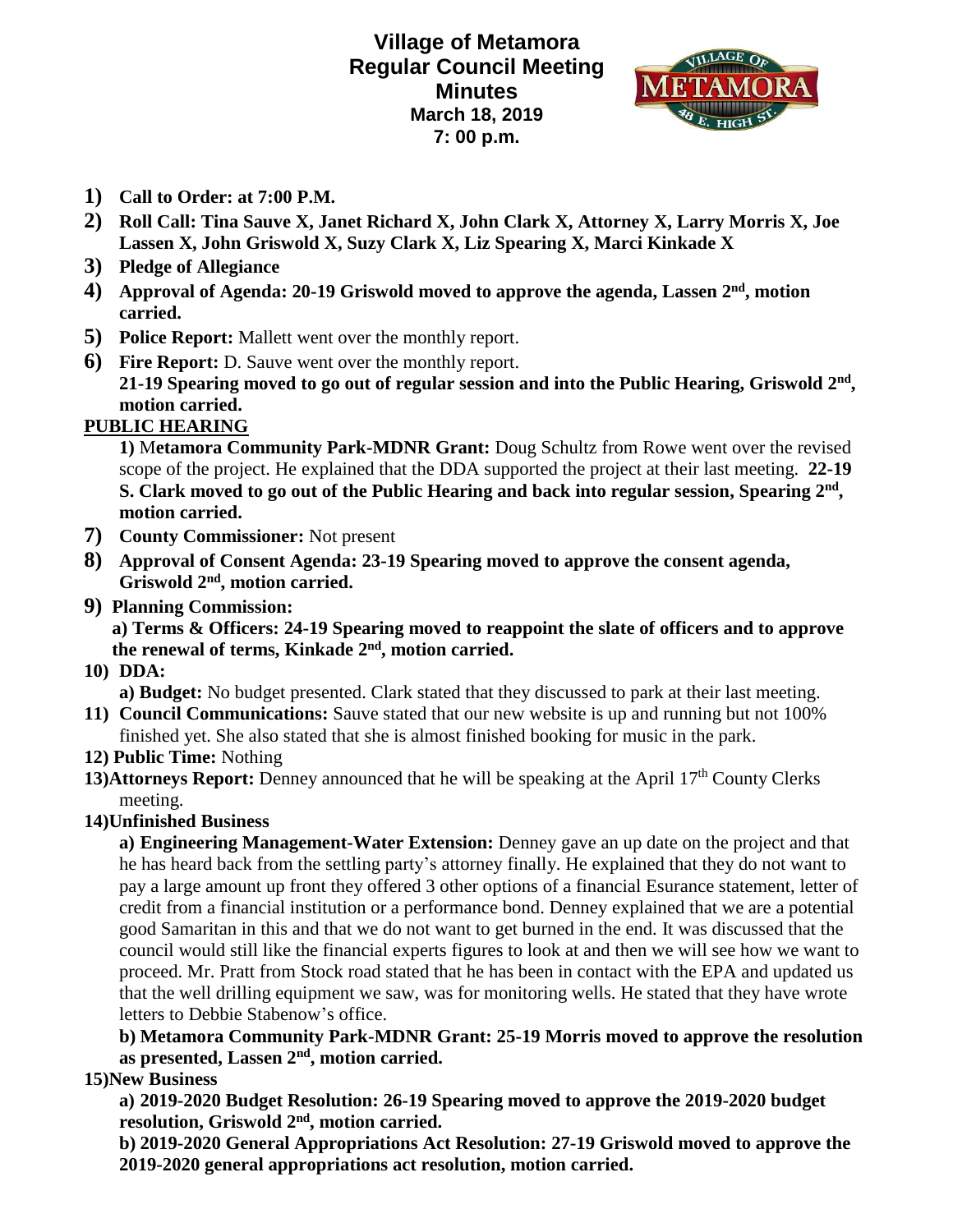# Village of Metamora
## Regular Council Meeting
## Minutes
### March 18, 2019
### 7: 00 p.m.

1) **Call to Order: at 7:00 P.M.**
2) **Roll Call: Tina Sauve X, Janet Richard X, John Clark X, Attorney X, Larry Morris X, Joe Lassen X, John Griswold X, Suzy Clark X, Liz Spearing X, Marci Kinkade X**
3) **Pledge of Allegiance**
4) **Approval of Agenda: 20-19 Griswold moved to approve the agenda, Lassen 2nd, motion carried.**
5) **Police Report:** Mallett went over the monthly report.
6) **Fire Report:** D. Sauve went over the monthly report.
   **21-19 Spearing moved to go out of regular session and into the Public Hearing, Griswold 2nd, motion carried.**

**PUBLIC HEARING**

**1) Metamora Community Park-MDNR Grant:** Doug Schultz from Rowe went over the revised scope of the project. He explained that the DDA supported the project at their last meeting. **22-19 S. Clark moved to go out of the Public Hearing and back into regular session, Spearing 2nd, motion carried.**

7) **County Commissioner:** Not present
8) **Approval of Consent Agenda: 23-19 Spearing moved to approve the consent agenda, Griswold 2nd, motion carried.**
9) **Planning Commission:**
   **a) Terms & Officers: 24-19 Spearing moved to reappoint the slate of officers and to approve the renewal of terms, Kinkade 2nd, motion carried.**
10) **DDA:**
    **a) Budget:** No budget presented. Clark stated that they discussed to park at their last meeting.
11) **Council Communications:** Sauve stated that our new website is up and running but not 100% finished yet. She also stated that she is almost finished booking for music in the park.
12) **Public Time:** Nothing
13) **Attorneys Report:** Denney announced that he will be speaking at the April 17th County Clerks meeting.
14) **Unfinished Business**
    **a) Engineering Management-Water Extension:** Denney gave an up date on the project and that he has heard back from the settling party's attorney finally. He explained that they do not want to pay a large amount up front they offered 3 other options of a financial Esurance statement, letter of credit from a financial institution or a performance bond. Denney explained that we are a potential good Samaritan in this and that we do not want to get burned in the end. It was discussed that the council would still like the financial experts figures to look at and then we will see how we want to proceed. Mr. Pratt from Stock road stated that he has been in contact with the EPA and updated us that the well drilling equipment we saw, was for monitoring wells. He stated that they have wrote letters to Debbie Stabenow's office.
    **b) Metamora Community Park-MDNR Grant: 25-19 Morris moved to approve the resolution as presented, Lassen 2nd, motion carried.**
15) **New Business**
    **a) 2019-2020 Budget Resolution: 26-19 Spearing moved to approve the 2019-2020 budget resolution, Griswold 2nd, motion carried.**
    **b) 2019-2020 General Appropriations Act Resolution: 27-19 Griswold moved to approve the 2019-2020 general appropriations act resolution, motion carried.**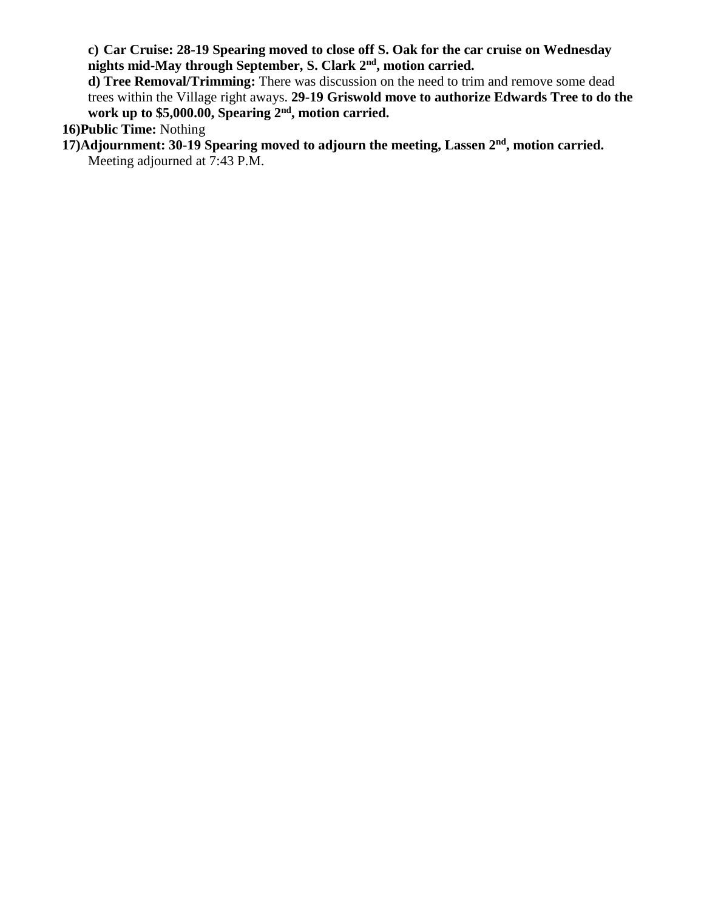**c) Car Cruise: 28-19 Spearing moved to close off S. Oak for the car cruise on Wednesday nights mid-May through September, S. Clark 2nd, motion carried.**

**d) Tree Removal/Trimming:** There was discussion on the need to trim and remove some dead trees within the Village right aways. **29-19 Griswold move to authorize Edwards Tree to do the work up to $5,000.00, Spearing 2nd, motion carried.**

**16)Public Time:** Nothing

**17)Adjournment: 30-19 Spearing moved to adjourn the meeting, Lassen 2nd, motion carried.**
Meeting adjourned at 7:43 P.M.